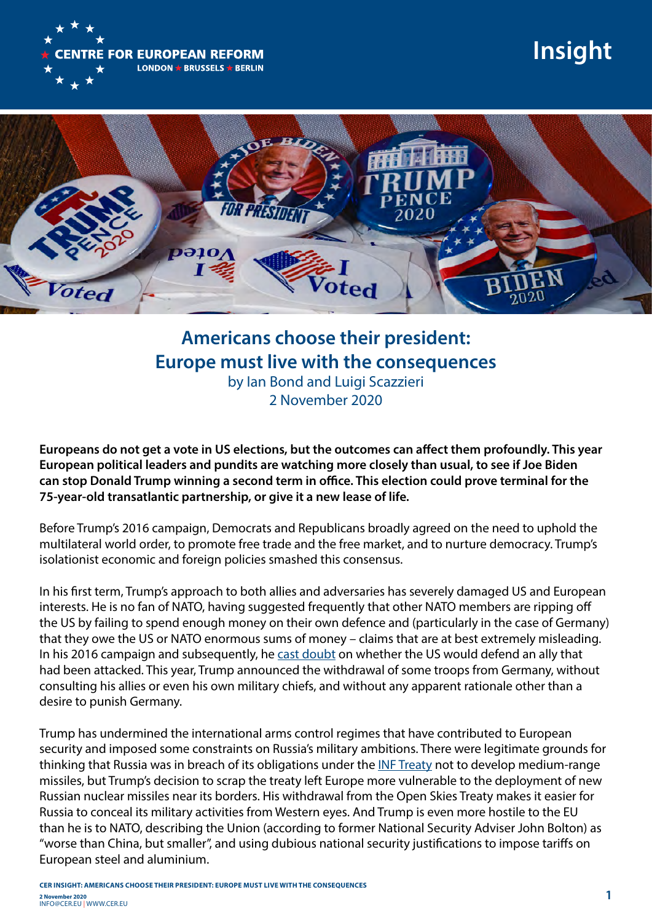# Americans choose their president: Europe must live with the consequences

by Ian Bond and Luigi Scazzieri
2 November 2020

**Europeans do not get a vote in US elections, but the outcomes can affect them profoundly. This year European political leaders and pundits are watching more closely than usual, to see if Joe Biden can stop Donald Trump winning a second term in office. This election could prove terminal for the 75-year-old transatlantic partnership, or give it a new lease of life.**

Before Trump's 2016 campaign, Democrats and Republicans broadly agreed on the need to uphold the multilateral world order, to promote free trade and the free market, and to nurture democracy. Trump's isolationist economic and foreign policies smashed this consensus.

In his first term, Trump's approach to both allies and adversaries has severely damaged US and European interests. He is no fan of NATO, having suggested frequently that other NATO members are ripping off the US by failing to spend enough money on their own defence and (particularly in the case of Germany) that they owe the US or NATO enormous sums of money – claims that are at best extremely misleading. In his 2016 campaign and subsequently, he cast doubt on whether the US would defend an ally that had been attacked. This year, Trump announced the withdrawal of some troops from Germany, without consulting his allies or even his own military chiefs, and without any apparent rationale other than a desire to punish Germany.

Trump has undermined the international arms control regimes that have contributed to European security and imposed some constraints on Russia's military ambitions. There were legitimate grounds for thinking that Russia was in breach of its obligations under the INF Treaty not to develop medium-range missiles, but Trump's decision to scrap the treaty left Europe more vulnerable to the deployment of new Russian nuclear missiles near its borders. His withdrawal from the Open Skies Treaty makes it easier for Russia to conceal its military activities from Western eyes. And Trump is even more hostile to the EU than he is to NATO, describing the Union (according to former National Security Adviser John Bolton) as "worse than China, but smaller", and using dubious national security justifications to impose tariffs on European steel and aluminium.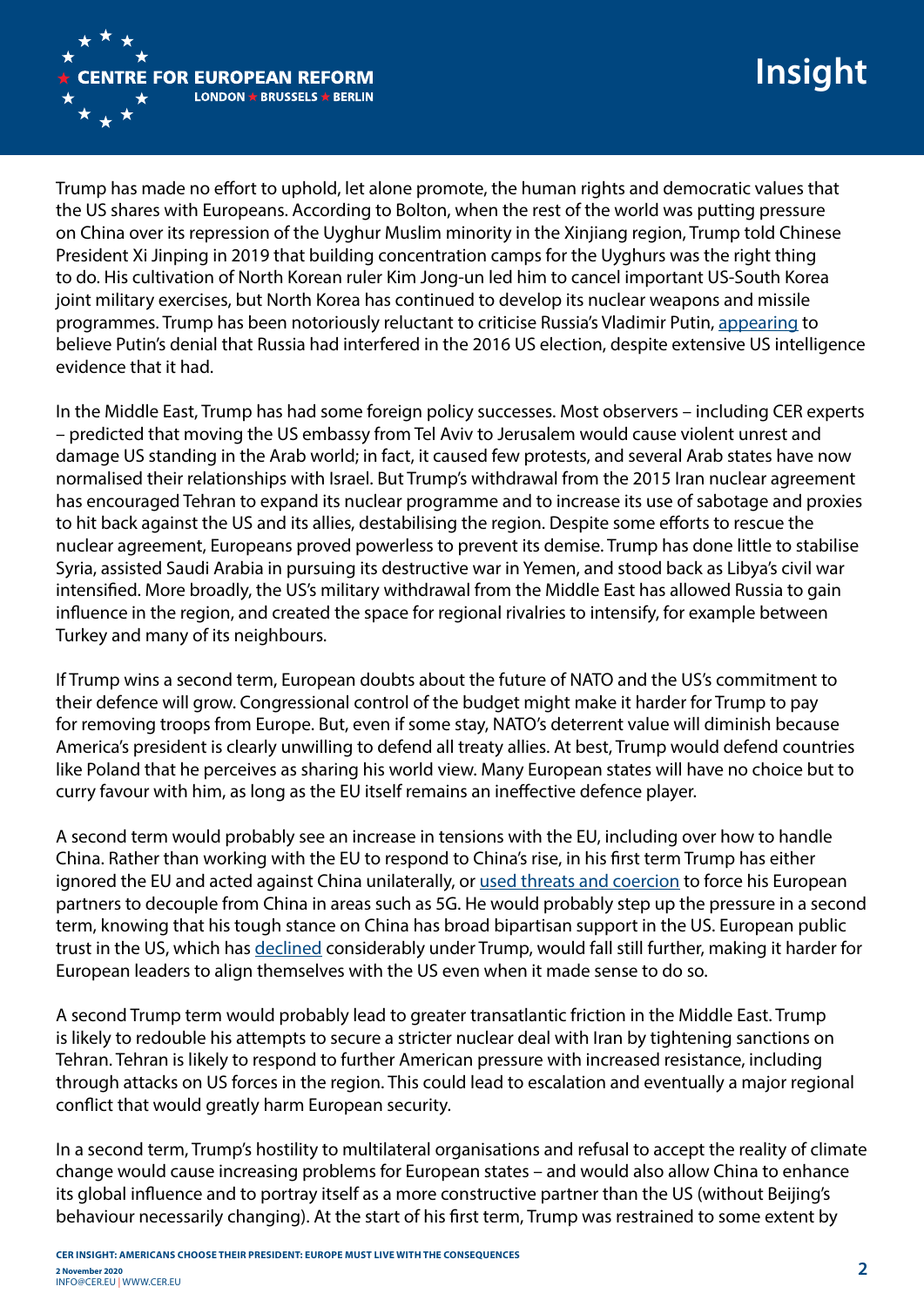Trump has made no effort to uphold, let alone promote, the human rights and democratic values that the US shares with Europeans. According to Bolton, when the rest of the world was putting pressure on China over its repression of the Uyghur Muslim minority in the Xinjiang region, Trump told Chinese President Xi Jinping in 2019 that building concentration camps for the Uyghurs was the right thing to do. His cultivation of North Korean ruler Kim Jong-un led him to cancel important US-South Korea joint military exercises, but North Korea has continued to develop its nuclear weapons and missile programmes. Trump has been notoriously reluctant to criticise Russia's Vladimir Putin, appearing to believe Putin's denial that Russia had interfered in the 2016 US election, despite extensive US intelligence evidence that it had.

In the Middle East, Trump has had some foreign policy successes. Most observers – including CER experts – predicted that moving the US embassy from Tel Aviv to Jerusalem would cause violent unrest and damage US standing in the Arab world; in fact, it caused few protests, and several Arab states have now normalised their relationships with Israel. But Trump's withdrawal from the 2015 Iran nuclear agreement has encouraged Tehran to expand its nuclear programme and to increase its use of sabotage and proxies to hit back against the US and its allies, destabilising the region. Despite some efforts to rescue the nuclear agreement, Europeans proved powerless to prevent its demise. Trump has done little to stabilise Syria, assisted Saudi Arabia in pursuing its destructive war in Yemen, and stood back as Libya's civil war intensified. More broadly, the US's military withdrawal from the Middle East has allowed Russia to gain influence in the region, and created the space for regional rivalries to intensify, for example between Turkey and many of its neighbours.

If Trump wins a second term, European doubts about the future of NATO and the US's commitment to their defence will grow. Congressional control of the budget might make it harder for Trump to pay for removing troops from Europe. But, even if some stay, NATO's deterrent value will diminish because America's president is clearly unwilling to defend all treaty allies. At best, Trump would defend countries like Poland that he perceives as sharing his world view. Many European states will have no choice but to curry favour with him, as long as the EU itself remains an ineffective defence player.

A second term would probably see an increase in tensions with the EU, including over how to handle China. Rather than working with the EU to respond to China's rise, in his first term Trump has either ignored the EU and acted against China unilaterally, or used threats and coercion to force his European partners to decouple from China in areas such as 5G. He would probably step up the pressure in a second term, knowing that his tough stance on China has broad bipartisan support in the US. European public trust in the US, which has declined considerably under Trump, would fall still further, making it harder for European leaders to align themselves with the US even when it made sense to do so.

A second Trump term would probably lead to greater transatlantic friction in the Middle East. Trump is likely to redouble his attempts to secure a stricter nuclear deal with Iran by tightening sanctions on Tehran. Tehran is likely to respond to further American pressure with increased resistance, including through attacks on US forces in the region. This could lead to escalation and eventually a major regional conflict that would greatly harm European security.

In a second term, Trump's hostility to multilateral organisations and refusal to accept the reality of climate change would cause increasing problems for European states – and would also allow China to enhance its global influence and to portray itself as a more constructive partner than the US (without Beijing's behaviour necessarily changing). At the start of his first term, Trump was restrained to some extent by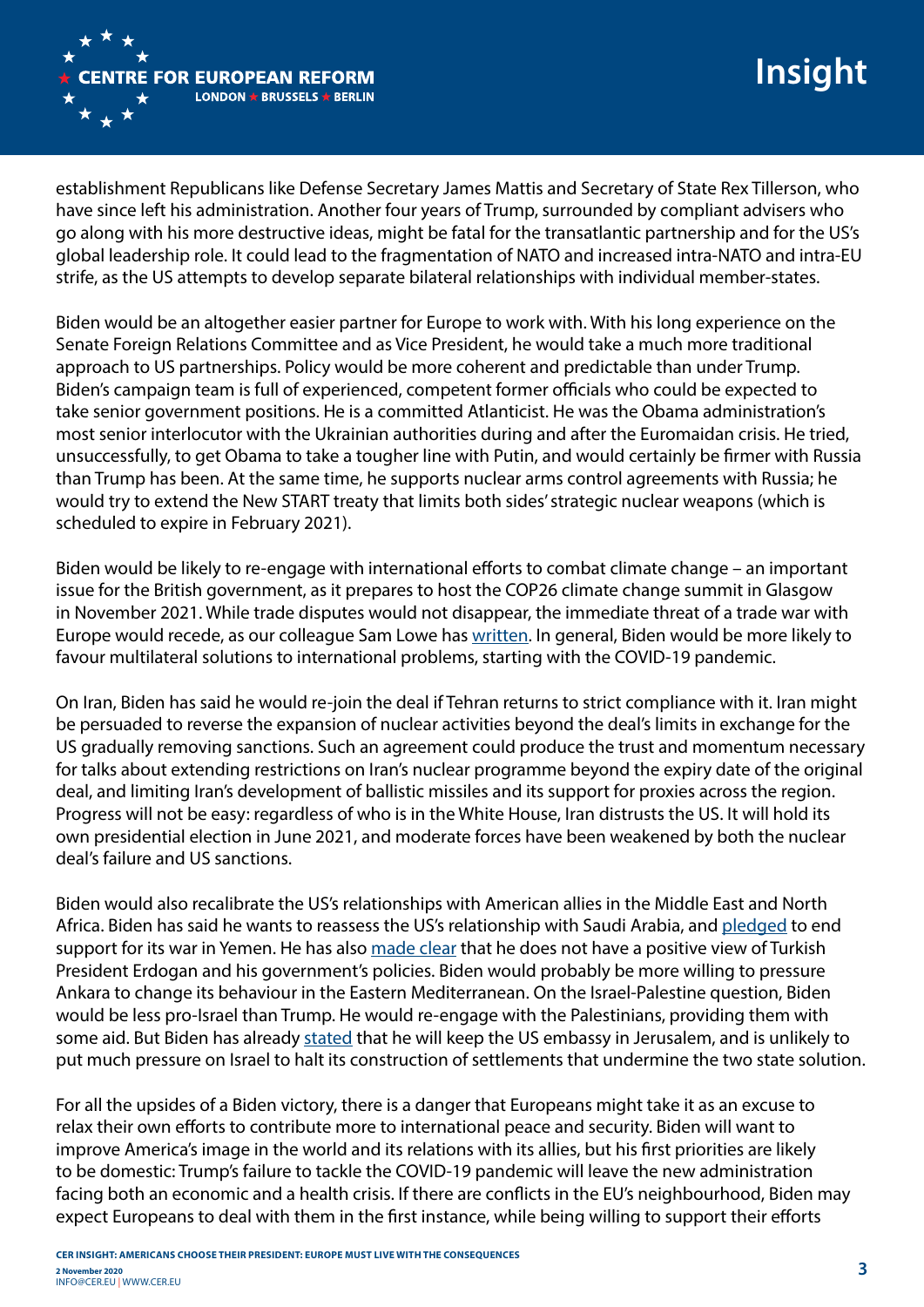establishment Republicans like Defense Secretary James Mattis and Secretary of State Rex Tillerson, who have since left his administration. Another four years of Trump, surrounded by compliant advisers who go along with his more destructive ideas, might be fatal for the transatlantic partnership and for the US's global leadership role. It could lead to the fragmentation of NATO and increased intra-NATO and intra-EU strife, as the US attempts to develop separate bilateral relationships with individual member-states.

Biden would be an altogether easier partner for Europe to work with. With his long experience on the Senate Foreign Relations Committee and as Vice President, he would take a much more traditional approach to US partnerships. Policy would be more coherent and predictable than under Trump. Biden's campaign team is full of experienced, competent former officials who could be expected to take senior government positions. He is a committed Atlanticist. He was the Obama administration's most senior interlocutor with the Ukrainian authorities during and after the Euromaidan crisis. He tried, unsuccessfully, to get Obama to take a tougher line with Putin, and would certainly be firmer with Russia than Trump has been. At the same time, he supports nuclear arms control agreements with Russia; he would try to extend the New START treaty that limits both sides' strategic nuclear weapons (which is scheduled to expire in February 2021).

Biden would be likely to re-engage with international efforts to combat climate change – an important issue for the British government, as it prepares to host the COP26 climate change summit in Glasgow in November 2021. While trade disputes would not disappear, the immediate threat of a trade war with Europe would recede, as our colleague Sam Lowe has written. In general, Biden would be more likely to favour multilateral solutions to international problems, starting with the COVID-19 pandemic.

On Iran, Biden has said he would re-join the deal if Tehran returns to strict compliance with it. Iran might be persuaded to reverse the expansion of nuclear activities beyond the deal's limits in exchange for the US gradually removing sanctions. Such an agreement could produce the trust and momentum necessary for talks about extending restrictions on Iran's nuclear programme beyond the expiry date of the original deal, and limiting Iran's development of ballistic missiles and its support for proxies across the region. Progress will not be easy: regardless of who is in the White House, Iran distrusts the US. It will hold its own presidential election in June 2021, and moderate forces have been weakened by both the nuclear deal's failure and US sanctions.

Biden would also recalibrate the US's relationships with American allies in the Middle East and North Africa. Biden has said he wants to reassess the US's relationship with Saudi Arabia, and pledged to end support for its war in Yemen. He has also made clear that he does not have a positive view of Turkish President Erdogan and his government's policies. Biden would probably be more willing to pressure Ankara to change its behaviour in the Eastern Mediterranean. On the Israel-Palestine question, Biden would be less pro-Israel than Trump. He would re-engage with the Palestinians, providing them with some aid. But Biden has already stated that he will keep the US embassy in Jerusalem, and is unlikely to put much pressure on Israel to halt its construction of settlements that undermine the two state solution.

For all the upsides of a Biden victory, there is a danger that Europeans might take it as an excuse to relax their own efforts to contribute more to international peace and security. Biden will want to improve America's image in the world and its relations with its allies, but his first priorities are likely to be domestic: Trump's failure to tackle the COVID-19 pandemic will leave the new administration facing both an economic and a health crisis. If there are conflicts in the EU's neighbourhood, Biden may expect Europeans to deal with them in the first instance, while being willing to support their efforts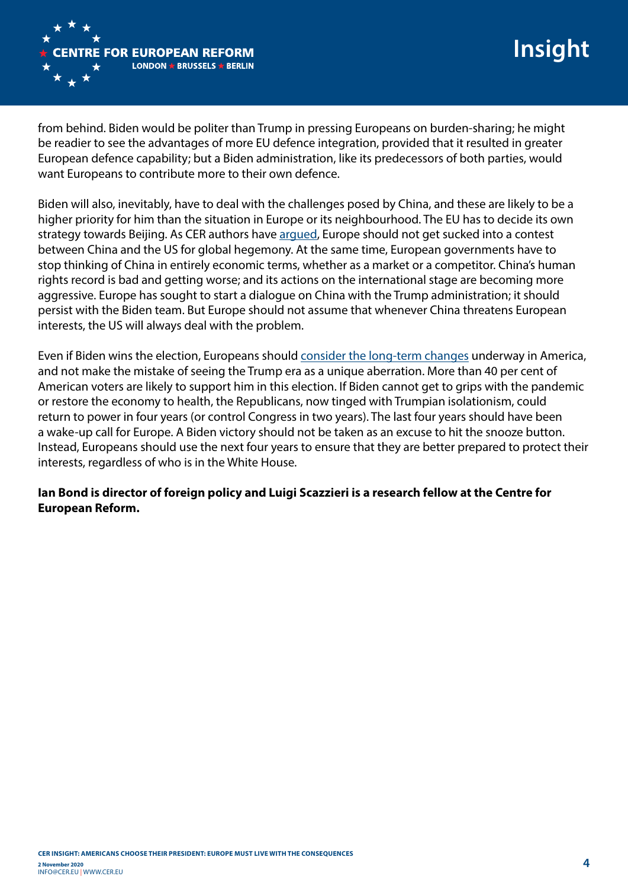from behind. Biden would be politer than Trump in pressing Europeans on burden-sharing; he might be readier to see the advantages of more EU defence integration, provided that it resulted in greater European defence capability; but a Biden administration, like its predecessors of both parties, would want Europeans to contribute more to their own defence.

Biden will also, inevitably, have to deal with the challenges posed by China, and these are likely to be a higher priority for him than the situation in Europe or its neighbourhood. The EU has to decide its own strategy towards Beijing. As CER authors have argued, Europe should not get sucked into a contest between China and the US for global hegemony. At the same time, European governments have to stop thinking of China in entirely economic terms, whether as a market or a competitor. China's human rights record is bad and getting worse; and its actions on the international stage are becoming more aggressive. Europe has sought to start a dialogue on China with the Trump administration; it should persist with the Biden team. But Europe should not assume that whenever China threatens European interests, the US will always deal with the problem.

Even if Biden wins the election, Europeans should consider the long-term changes underway in America, and not make the mistake of seeing the Trump era as a unique aberration. More than 40 per cent of American voters are likely to support him in this election. If Biden cannot get to grips with the pandemic or restore the economy to health, the Republicans, now tinged with Trumpian isolationism, could return to power in four years (or control Congress in two years). The last four years should have been a wake-up call for Europe. A Biden victory should not be taken as an excuse to hit the snooze button. Instead, Europeans should use the next four years to ensure that they are better prepared to protect their interests, regardless of who is in the White House.

**Ian Bond is director of foreign policy and Luigi Scazzieri is a research fellow at the Centre for European Reform.**